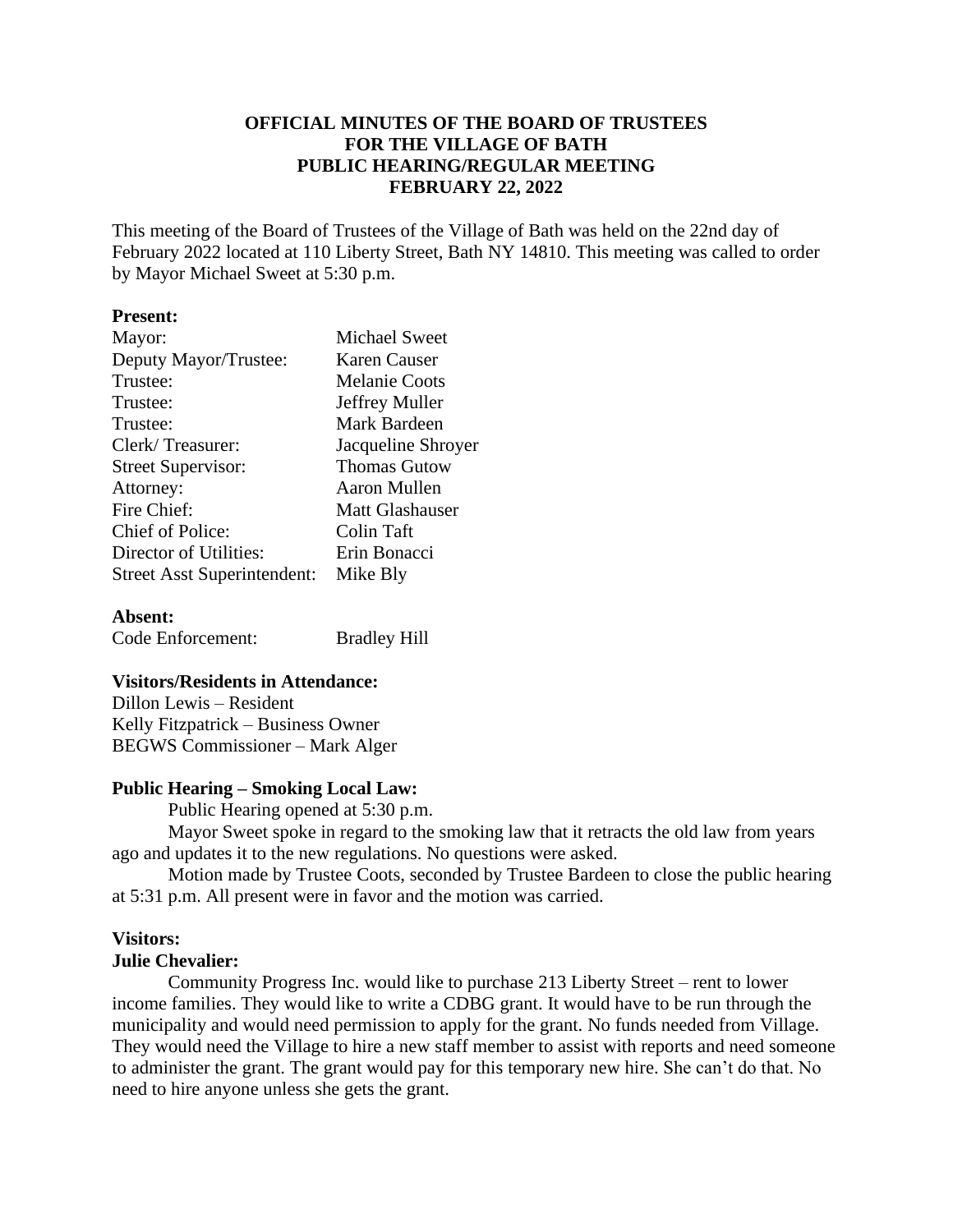# OFFICIAL MINUTES OF THE BOARD OF TRUSTEES FOR THE VILLAGE OF BATH PUBLIC HEARING/REGULAR MEETING FEBRUARY 22, 2022

This meeting of the Board of Trustees of the Village of Bath was held on the 22nd day of February 2022 located at 110 Liberty Street, Bath NY 14810. This meeting was called to order by Mayor Michael Sweet at 5:30 p.m.

**Present:**

| | |
|---|---|
| Mayor: | Michael Sweet |
| Deputy Mayor/Trustee: | Karen Causer |
| Trustee: | Melanie Coots |
| Trustee: | Jeffrey Muller |
| Trustee: | Mark Bardeen |
| Clerk/ Treasurer: | Jacqueline Shroyer |
| Street Supervisor: | Thomas Gutow |
| Attorney: | Aaron Mullen |
| Fire Chief: | Matt Glashauser |
| Chief of Police: | Colin Taft |
| Director of Utilities: | Erin Bonacci |
| Street Asst Superintendent: | Mike Bly |

**Absent:**

| | |
|---|---|
| Code Enforcement: | Bradley Hill |

**Visitors/Residents in Attendance:**

Dillon Lewis – Resident
Kelly Fitzpatrick – Business Owner
BEGWS Commissioner – Mark Alger

**Public Hearing – Smoking Local Law:**

Public Hearing opened at 5:30 p.m.

Mayor Sweet spoke in regard to the smoking law that it retracts the old law from years ago and updates it to the new regulations. No questions were asked.

Motion made by Trustee Coots, seconded by Trustee Bardeen to close the public hearing at 5:31 p.m. All present were in favor and the motion was carried.

**Visitors:**

**Julie Chevalier:**

Community Progress Inc. would like to purchase 213 Liberty Street – rent to lower income families. They would like to write a CDBG grant. It would have to be run through the municipality and would need permission to apply for the grant. No funds needed from Village. They would need the Village to hire a new staff member to assist with reports and need someone to administer the grant. The grant would pay for this temporary new hire. She can't do that. No need to hire anyone unless she gets the grant.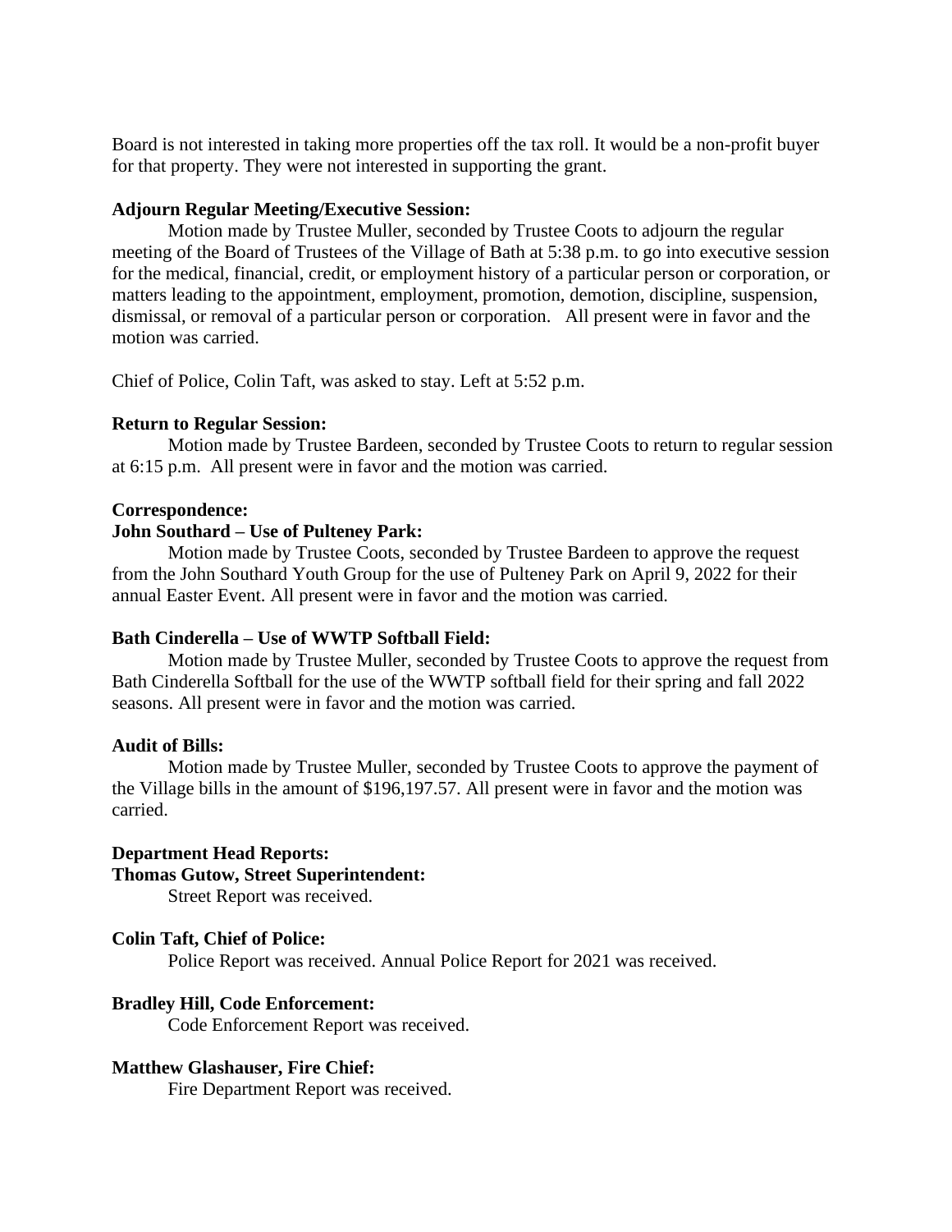Board is not interested in taking more properties off the tax roll. It would be a non-profit buyer for that property. They were not interested in supporting the grant.

**Adjourn Regular Meeting/Executive Session:**

Motion made by Trustee Muller, seconded by Trustee Coots to adjourn the regular meeting of the Board of Trustees of the Village of Bath at 5:38 p.m. to go into executive session for the medical, financial, credit, or employment history of a particular person or corporation, or matters leading to the appointment, employment, promotion, demotion, discipline, suspension, dismissal, or removal of a particular person or corporation. All present were in favor and the motion was carried.

Chief of Police, Colin Taft, was asked to stay. Left at 5:52 p.m.

**Return to Regular Session:**

Motion made by Trustee Bardeen, seconded by Trustee Coots to return to regular session at 6:15 p.m. All present were in favor and the motion was carried.

**Correspondence:**

**John Southard – Use of Pulteney Park:**

Motion made by Trustee Coots, seconded by Trustee Bardeen to approve the request from the John Southard Youth Group for the use of Pulteney Park on April 9, 2022 for their annual Easter Event. All present were in favor and the motion was carried.

**Bath Cinderella – Use of WWTP Softball Field:**

Motion made by Trustee Muller, seconded by Trustee Coots to approve the request from Bath Cinderella Softball for the use of the WWTP softball field for their spring and fall 2022 seasons. All present were in favor and the motion was carried.

**Audit of Bills:**

Motion made by Trustee Muller, seconded by Trustee Coots to approve the payment of the Village bills in the amount of $196,197.57. All present were in favor and the motion was carried.

**Department Head Reports:**

**Thomas Gutow, Street Superintendent:**

Street Report was received.

**Colin Taft, Chief of Police:**

Police Report was received. Annual Police Report for 2021 was received.

**Bradley Hill, Code Enforcement:**

Code Enforcement Report was received.

**Matthew Glashauser, Fire Chief:**

Fire Department Report was received.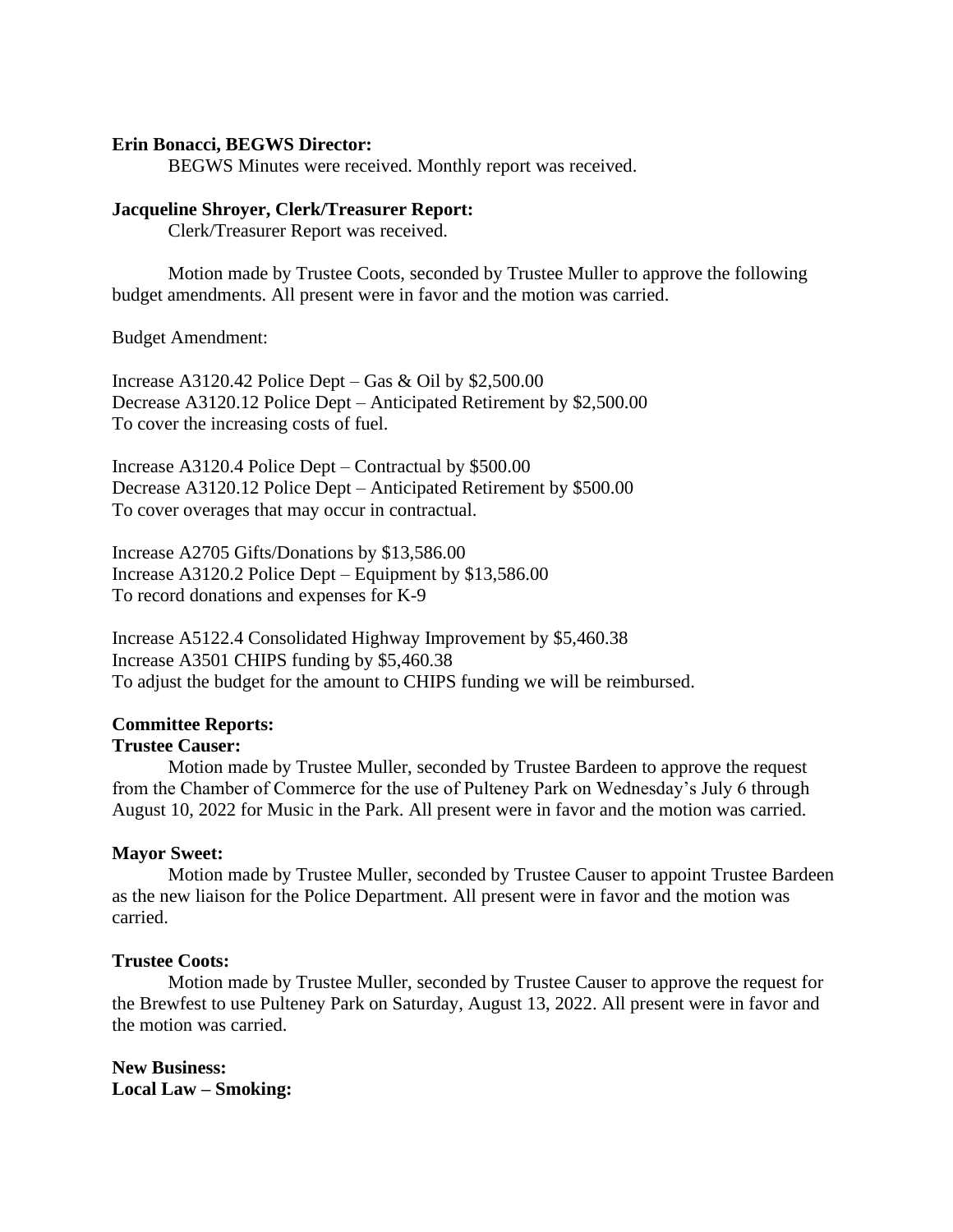**Erin Bonacci, BEGWS Director:**

BEGWS Minutes were received. Monthly report was received.

**Jacqueline Shroyer, Clerk/Treasurer Report:**

Clerk/Treasurer Report was received.

Motion made by Trustee Coots, seconded by Trustee Muller to approve the following budget amendments. All present were in favor and the motion was carried.

Budget Amendment:

Increase A3120.42 Police Dept – Gas & Oil by $2,500.00
Decrease A3120.12 Police Dept – Anticipated Retirement by $2,500.00
To cover the increasing costs of fuel.

Increase A3120.4 Police Dept – Contractual by $500.00
Decrease A3120.12 Police Dept – Anticipated Retirement by $500.00
To cover overages that may occur in contractual.

Increase A2705 Gifts/Donations by $13,586.00
Increase A3120.2 Police Dept – Equipment by $13,586.00
To record donations and expenses for K-9

Increase A5122.4 Consolidated Highway Improvement by $5,460.38
Increase A3501 CHIPS funding by $5,460.38
To adjust the budget for the amount to CHIPS funding we will be reimbursed.

**Committee Reports:**

**Trustee Causer:**

Motion made by Trustee Muller, seconded by Trustee Bardeen to approve the request from the Chamber of Commerce for the use of Pulteney Park on Wednesday's July 6 through August 10, 2022 for Music in the Park. All present were in favor and the motion was carried.

**Mayor Sweet:**

Motion made by Trustee Muller, seconded by Trustee Causer to appoint Trustee Bardeen as the new liaison for the Police Department. All present were in favor and the motion was carried.

**Trustee Coots:**

Motion made by Trustee Muller, seconded by Trustee Causer to approve the request for the Brewfest to use Pulteney Park on Saturday, August 13, 2022. All present were in favor and the motion was carried.

**New Business:**

**Local Law – Smoking:**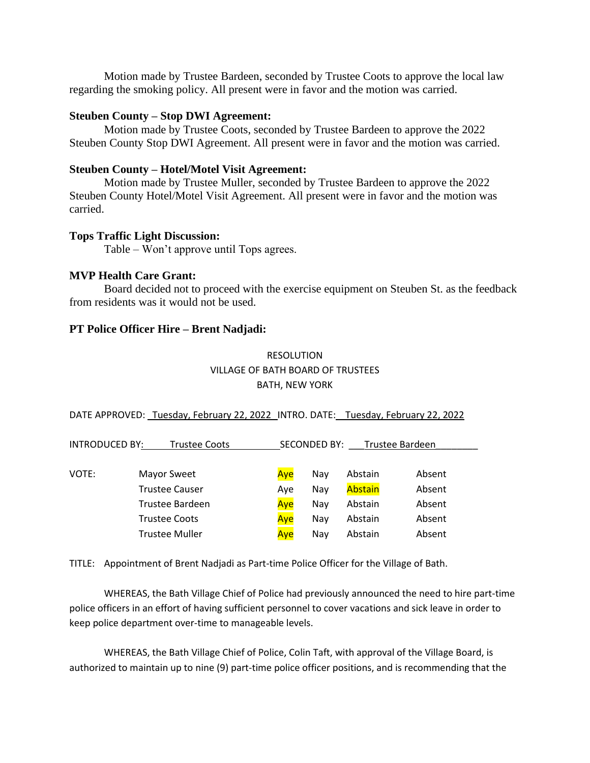Motion made by Trustee Bardeen, seconded by Trustee Coots to approve the local law regarding the smoking policy. All present were in favor and the motion was carried.

**Steuben County – Stop DWI Agreement:**

Motion made by Trustee Coots, seconded by Trustee Bardeen to approve the 2022 Steuben County Stop DWI Agreement. All present were in favor and the motion was carried.

**Steuben County – Hotel/Motel Visit Agreement:**

Motion made by Trustee Muller, seconded by Trustee Bardeen to approve the 2022 Steuben County Hotel/Motel Visit Agreement. All present were in favor and the motion was carried.

**Tops Traffic Light Discussion:**

Table – Won't approve until Tops agrees.

**MVP Health Care Grant:**

Board decided not to proceed with the exercise equipment on Steuben St. as the feedback from residents was it would not be used.

**PT Police Officer Hire – Brent Nadjadi:**

RESOLUTION
VILLAGE OF BATH BOARD OF TRUSTEES
BATH, NEW YORK

DATE APPROVED: Tuesday, February 22, 2022 INTRO. DATE: Tuesday, February 22, 2022

INTRODUCED BY: Trustee Coots SECONDED BY: Trustee Bardeen

| VOTE: | | | | | |
|---|---|---|---|---|---|
| | Mayor Sweet | **Aye** | Nay | Abstain | Absent |
| | Trustee Causer | Aye | Nay | **Abstain** | Absent |
| | Trustee Bardeen | **Aye** | Nay | Abstain | Absent |
| | Trustee Coots | **Aye** | Nay | Abstain | Absent |
| | Trustee Muller | **Aye** | Nay | Abstain | Absent |

TITLE: Appointment of Brent Nadjadi as Part-time Police Officer for the Village of Bath.

WHEREAS, the Bath Village Chief of Police had previously announced the need to hire part-time police officers in an effort of having sufficient personnel to cover vacations and sick leave in order to keep police department over-time to manageable levels.

WHEREAS, the Bath Village Chief of Police, Colin Taft, with approval of the Village Board, is authorized to maintain up to nine (9) part-time police officer positions, and is recommending that the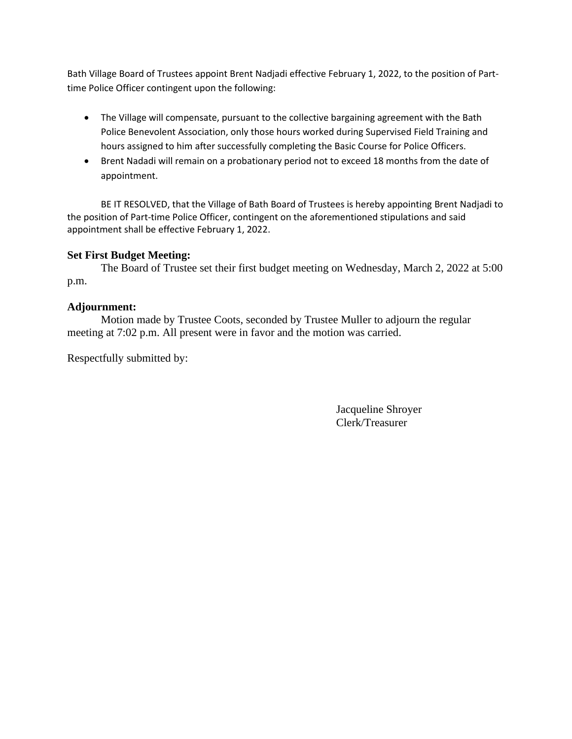Bath Village Board of Trustees appoint Brent Nadjadi effective February 1, 2022, to the position of Part-time Police Officer contingent upon the following:

- The Village will compensate, pursuant to the collective bargaining agreement with the Bath Police Benevolent Association, only those hours worked during Supervised Field Training and hours assigned to him after successfully completing the Basic Course for Police Officers.
- Brent Nadadi will remain on a probationary period not to exceed 18 months from the date of appointment.

BE IT RESOLVED, that the Village of Bath Board of Trustees is hereby appointing Brent Nadjadi to the position of Part-time Police Officer, contingent on the aforementioned stipulations and said appointment shall be effective February 1, 2022.

**Set First Budget Meeting:**

The Board of Trustee set their first budget meeting on Wednesday, March 2, 2022 at 5:00 p.m.

**Adjournment:**

Motion made by Trustee Coots, seconded by Trustee Muller to adjourn the regular meeting at 7:02 p.m. All present were in favor and the motion was carried.

Respectfully submitted by:

Jacqueline Shroyer
Clerk/Treasurer